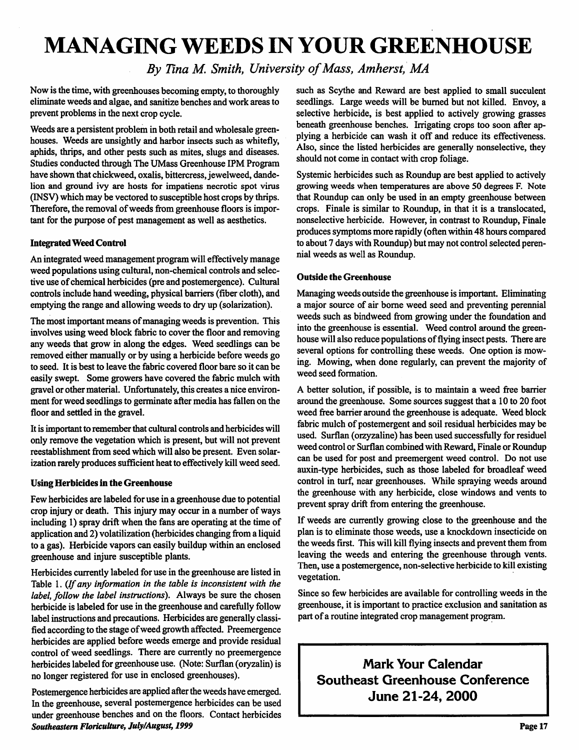# MANAGING WEEDS IN YOUR GREENHOUSE

*By Tina M. Smith, University of Mass, Amherst, MA*

Now is the time, with greenhouses becoming empty, to thoroughly eliminate weeds and algae, and sanitize benches and work areas to prevent problems in the next crop cycle.

Weeds are a persistent problem in both retail and wholesale greenhouses. Weeds are unsightly and harbor insects such as whitefly, aphids, thrips, and other pests such as mites, slugs and diseases. Studies conducted through The UMass Greenhouse IPM Program have shown that chickweed, oxalis, bittercress, jewelweed, dandelion and ground ivy are hosts for impatiens necrotic spot virus (INSV) which may be vectored to susceptible host crops by thrips. Therefore, the removal of weeds from greenhouse floors is important for the purpose of pest management as well as aesthetics.

**Integrated Weed Control**

An integrated weed management program will effectively manage weed populations using cultural, non-chemical controls and selective use of chemical herbicides (pre and postemergence). Cultural controls include hand weeding, physical barriers (fiber cloth), and emptying the range and allowing weeds to dry up (solarization).

The most important means of managing weeds is prevention. This involves using weed block fabric to cover the floor and removing any weeds that grow in along the edges. Weed seedlings can be removed either manually or by using a herbicide before weeds go to seed. It is best to leave the fabric covered floor bare so it can be easily swept. Some growers have covered the fabric mulch with gravel or other material. Unfortunately, this creates a nice environment for weed seedlings to germinate after media has fallen on the floor and settled in the gravel.

It is important to remember that cultural controls and herbicides will only remove the vegetation which is present, but will not prevent reestablishment from seed which will also be present. Even solarization rarely produces sufficient heat to effectively kill weed seed.

**Using Herbicides in the Greenhouse**

Few herbicides are labeled for use in a greenhouse due to potential crop injury or death. This injury may occur in a number of ways including 1) spray drift when the fans are operating at the time of application and 2) volatilization (herbicides changing from a liquid to a gas). Herbicide vapors can easily buildup within an enclosed greenhouse and injure susceptible plants.

Herbicides currently labeled for use in the greenhouse are listed in Table 1. (*If any information in the table is inconsistent with the label, follow the label instructions*). Always be sure the chosen herbicide is labeled for use in the greenhouse and carefully follow label instructions and precautions. Herbicides are generally classified according to the stage of weed growth affected. Preemergence herbicides are applied before weeds emerge and provide residual control of weed seedlings. There are currently no preemergence herbicides labeled for greenhouse use. (Note: Surflan (oryzalin) is no longer registered for use in enclosed greenhouses).

Postemergence herbicides are applied after the weeds have emerged. In the greenhouse, several postemergence herbicides can be used under greenhouse benches and on the floors. Contact herbicides such as Scythe and Reward are best applied to small succulent seedlings. Large weeds will be burned but not killed. Envoy, a selective herbicide, is best applied to actively growing grasses beneath greenhouse benches. Irrigating crops too soon after applying a herbicide can wash it off and reduce its effectiveness. Also, since the listed herbicides are generally nonselective, they should not come in contact with crop foliage.

Systemic herbicides such as Roundup are best applied to actively growing weeds when temperatures are above 50 degrees F. Note that Roundup can only be used in an empty greenhouse between crops. Finale is similar to Roundup, in that it is a translocated, nonselective herbicide. However, in contrast to Roundup, Finale produces symptoms more rapidly (often within 48 hours compared to about 7 days with Roundup) but may not control selected perennial weeds as well as Roundup.

**Outside the Greenhouse**

Managing weeds outside the greenhouse is important. Eliminating a major source of air borne weed seed and preventing perennial weeds such as bindweed from growing under the foundation and into the greenhouse is essential. Weed control around the greenhouse will also reduce populations of flying insect pests. There are several options for controlling these weeds. One option is mowing. Mowing, when done regularly, can prevent the majority of weed seed formation.

A better solution, if possible, is to maintain a weed free barrier around the greenhouse. Some sources suggest that a 10 to 20 foot weed free barrier around the greenhouse is adequate. Weed block fabric mulch of postemergent and soil residual herbicides may be used. Surflan (orzyzaline) has been used successfully for residuel weed control or Surflan combined with Reward, Finale or Roundup can be used for post and preemergent weed control. Do not use auxin-type herbicides, such as those labeled for broadleaf weed control in turf, near greenhouses. While spraying weeds around the greenhouse with any herbicide, close windows and vents to prevent spray drift from entering the greenhouse.

If weeds are currently growing close to the greenhouse and the plan is to eliminate those weeds, use a knockdown insecticide on the weeds first. This will kill flying insects and prevent them from leaving the weeds and entering the greenhouse through vents. Then, use a postemergence, non-selective herbicide to kill existing vegetation.

Since so few herbicides are available for controlling weeds in the greenhouse, it is important to practice exclusion and sanitation as part of a routine integrated crop management program.

**Mark Your Calendar**
**Southeast Greenhouse Conference**
**June 21-24, 2000**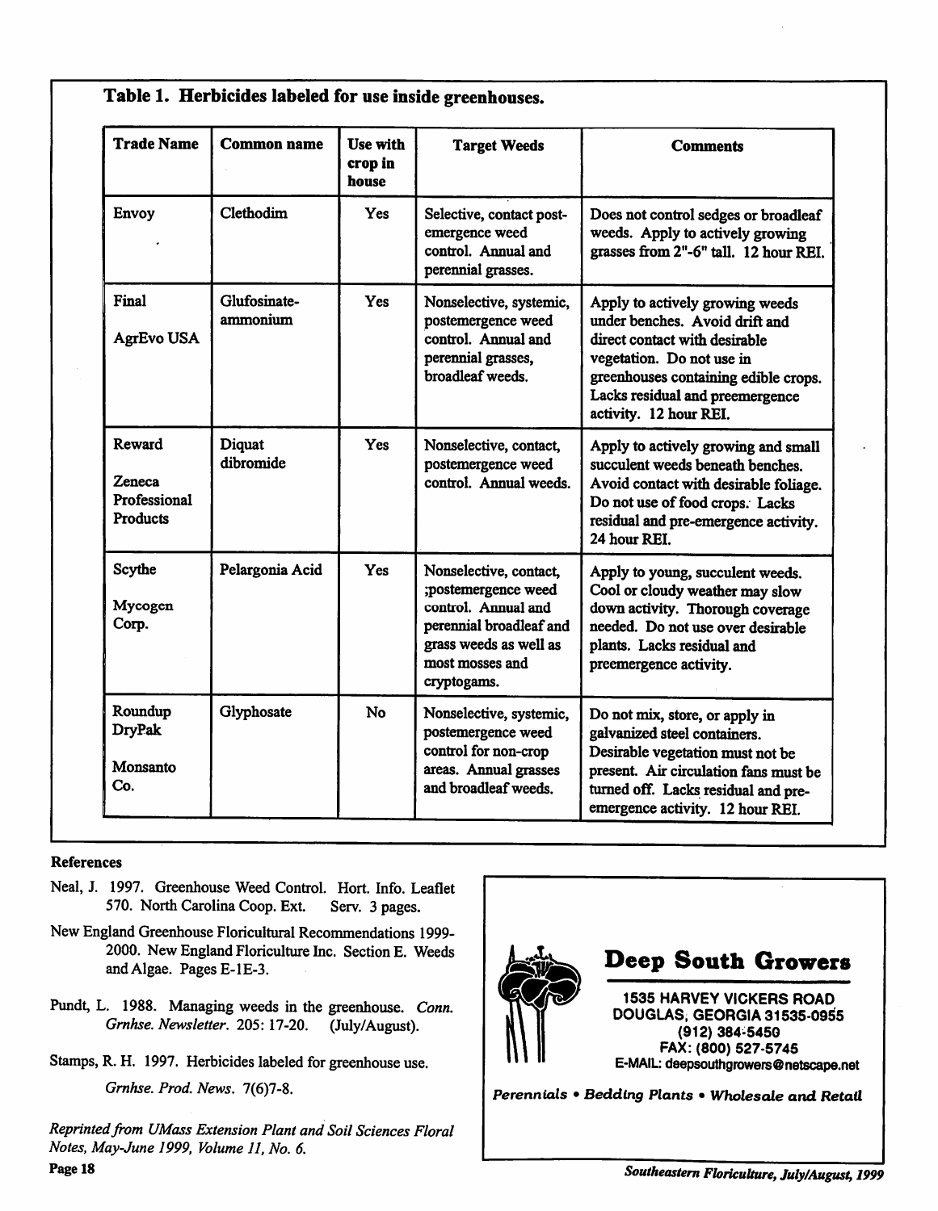## Table 1. Herbicides labeled for use inside greenhouses.

| Trade Name | Common name | Use with crop in house | Target Weeds | Comments |
|---|---|---|---|---|
| Envoy | Clethodim | Yes | Selective, contact post-emergence weed control. Annual and perennial grasses. | Does not control sedges or broadleaf weeds. Apply to actively growing grasses from 2"-6" tall. 12 hour REI. |
| Final<br>AgrEvo USA | Glufosinate-ammonium | Yes | Nonselective, systemic, postemergence weed control. Annual and perennial grasses, broadleaf weeds. | Apply to actively growing weeds under benches. Avoid drift and direct contact with desirable vegetation. Do not use in greenhouses containing edible crops. Lacks residual and preemergence activity. 12 hour REI. |
| Reward<br>Zeneca Professional Products | Diquat dibromide | Yes | Nonselective, contact, postemergence weed control. Annual weeds. | Apply to actively growing and small succulent weeds beneath benches. Avoid contact with desirable foliage. Do not use of food crops. Lacks residual and pre-emergence activity. 24 hour REI. |
| Scythe<br>Mycogen Corp. | Pelargonia Acid | Yes | Nonselective, contact, ;postemergence weed control. Annual and perennial broadleaf and grass weeds as well as most mosses and cryptogams. | Apply to young, succulent weeds. Cool or cloudy weather may slow down activity. Thorough coverage needed. Do not use over desirable plants. Lacks residual and preemergence activity. |
| Roundup DryPak<br>Monsanto Co. | Glyphosate | No | Nonselective, systemic, postemergence weed control for non-crop areas. Annual grasses and broadleaf weeds. | Do not mix, store, or apply in galvanized steel containers. Desirable vegetation must not be present. Air circulation fans must be turned off. Lacks residual and pre-emergence activity. 12 hour REI. |

### References

Neal, J. 1997. Greenhouse Weed Control. Hort. Info. Leaflet 570. North Carolina Coop. Ext. Serv. 3 pages.

New England Greenhouse Floricultural Recommendations 1999-2000. New England Floriculture Inc. Section E. Weeds and Algae. Pages E-1E-3.

Pundt, L. 1988. Managing weeds in the greenhouse. *Conn. Grnhse. Newsletter*. 205: 17-20. (July/August).

Stamps, R. H. 1997. Herbicides labeled for greenhouse use. *Grnhse. Prod. News*. 7(6)7-8.

*Reprinted from UMass Extension Plant and Soil Sciences Floral Notes, May-June 1999, Volume 11, No. 6.*

**Deep South Growers**

1535 HARVEY VICKERS ROAD
DOUGLAS, GEORGIA 31535-0955
(912) 384-5450
FAX: (800) 527-5745
E-MAIL: deepsouthgrowers@netscape.net

*Perennials • Bedding Plants • Wholesale and Retail*